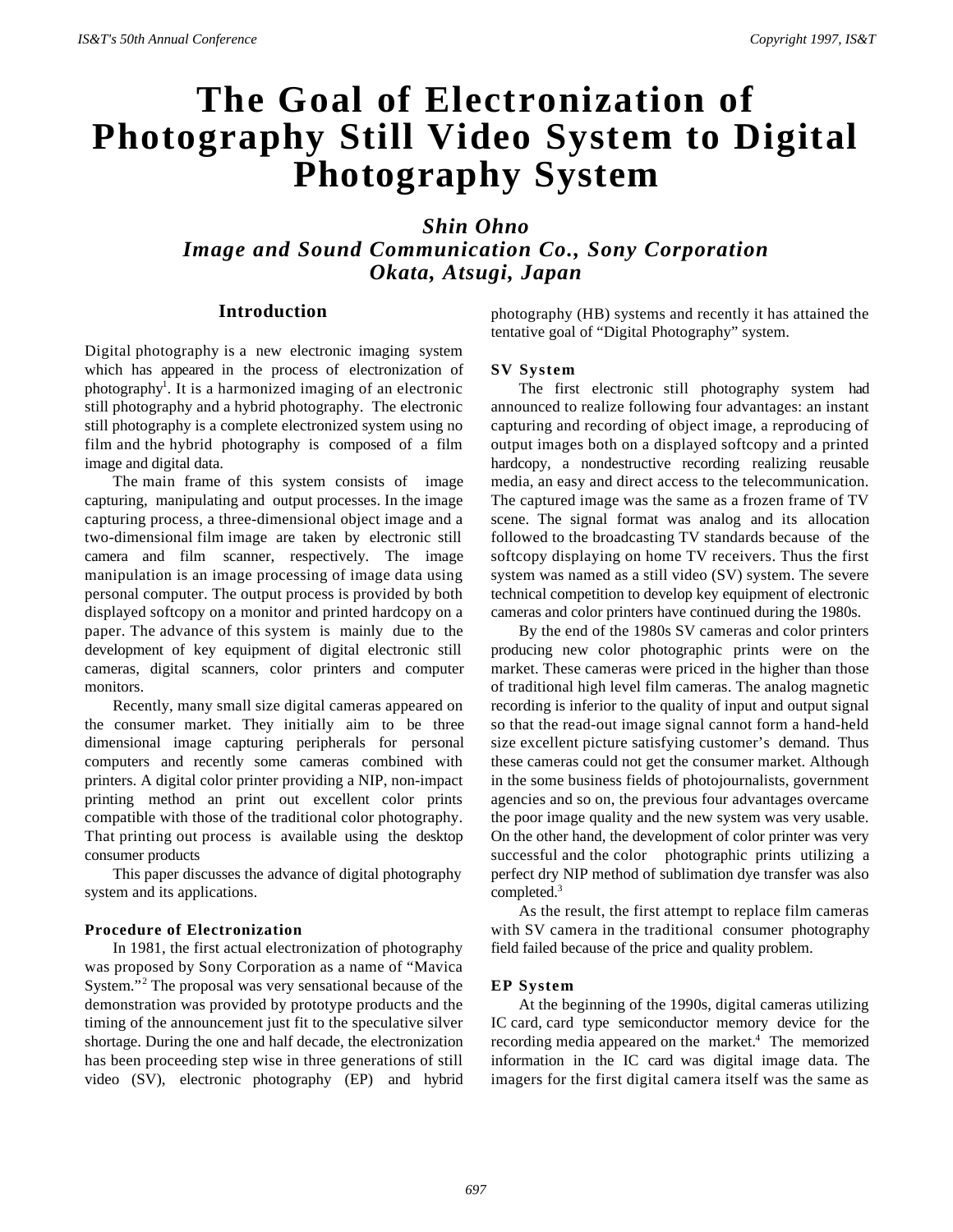# The Goal of Electronization of Photography Still Video System to Digital Photography System

***Shin Ohno***
***Image and Sound Communication Co., Sony Corporation***
***Okata, Atsugi, Japan***

## Introduction

Digital photography is a new electronic imaging system which has appeared in the process of electronization of photography[1]. It is a harmonized imaging of an electronic still photography and a hybrid photography. The electronic still photography is a complete electronized system using no film and the hybrid photography is composed of a film image and digital data.

The main frame of this system consists of image capturing, manipulating and output processes. In the image capturing process, a three-dimensional object image and a two-dimensional film image are taken by electronic still camera and film scanner, respectively. The image manipulation is an image processing of image data using personal computer. The output process is provided by both displayed softcopy on a monitor and printed hardcopy on a paper. The advance of this system is mainly due to the development of key equipment of digital electronic still cameras, digital scanners, color printers and computer monitors.

Recently, many small size digital cameras appeared on the consumer market. They initially aim to be three dimensional image capturing peripherals for personal computers and recently some cameras combined with printers. A digital color printer providing a NIP, non-impact printing method an print out excellent color prints compatible with those of the traditional color photography. That printing out process is available using the desktop consumer products

This paper discusses the advance of digital photography system and its applications.

### Procedure of Electronization

In 1981, the first actual electronization of photography was proposed by Sony Corporation as a name of "Mavica System."[2] The proposal was very sensational because of the demonstration was provided by prototype products and the timing of the announcement just fit to the speculative silver shortage. During the one and half decade, the electronization has been proceeding step wise in three generations of still video (SV), electronic photography (EP) and hybrid photography (HB) systems and recently it has attained the tentative goal of "Digital Photography" system.

### SV System

The first electronic still photography system had announced to realize following four advantages: an instant capturing and recording of object image, a reproducing of output images both on a displayed softcopy and a printed hardcopy, a nondestructive recording realizing reusable media, an easy and direct access to the telecommunication. The captured image was the same as a frozen frame of TV scene. The signal format was analog and its allocation followed to the broadcasting TV standards because of the softcopy displaying on home TV receivers. Thus the first system was named as a still video (SV) system. The severe technical competition to develop key equipment of electronic cameras and color printers have continued during the 1980s.

By the end of the 1980s SV cameras and color printers producing new color photographic prints were on the market. These cameras were priced in the higher than those of traditional high level film cameras. The analog magnetic recording is inferior to the quality of input and output signal so that the read-out image signal cannot form a hand-held size excellent picture satisfying customer's demand. Thus these cameras could not get the consumer market. Although in the some business fields of photojournalists, government agencies and so on, the previous four advantages overcame the poor image quality and the new system was very usable. On the other hand, the development of color printer was very successful and the color photographic prints utilizing a perfect dry NIP method of sublimation dye transfer was also completed.[3]

As the result, the first attempt to replace film cameras with SV camera in the traditional consumer photography field failed because of the price and quality problem.

### EP System

At the beginning of the 1990s, digital cameras utilizing IC card, card type semiconductor memory device for the recording media appeared on the market.[4] The memorized information in the IC card was digital image data. The imagers for the first digital camera itself was the same as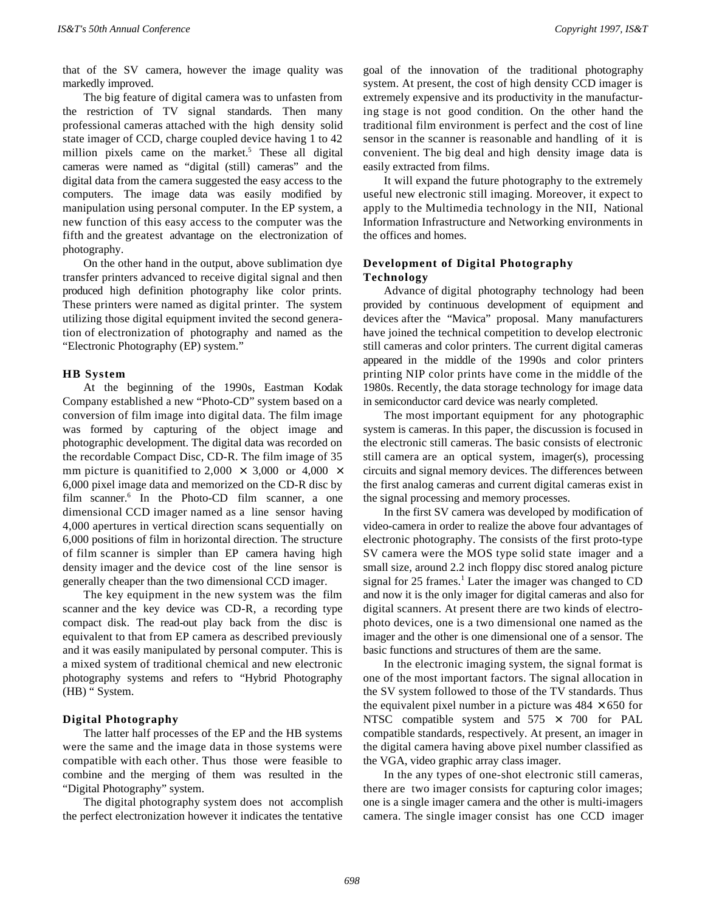that of the SV camera, however the image quality was markedly improved.

The big feature of digital camera was to unfasten from the restriction of TV signal standards. Then many professional cameras attached with the high density solid state imager of CCD, charge coupled device having 1 to 42 million pixels came on the market.[5] These all digital cameras were named as "digital (still) cameras" and the digital data from the camera suggested the easy access to the computers. The image data was easily modified by manipulation using personal computer. In the EP system, a new function of this easy access to the computer was the fifth and the greatest advantage on the electronization of photography.

On the other hand in the output, above sublimation dye transfer printers advanced to receive digital signal and then produced high definition photography like color prints. These printers were named as digital printer. The system utilizing those digital equipment invited the second generation of electronization of photography and named as the "Electronic Photography (EP) system."

### HB System

At the beginning of the 1990s, Eastman Kodak Company established a new "Photo-CD" system based on a conversion of film image into digital data. The film image was formed by capturing of the object image and photographic development. The digital data was recorded on the recordable Compact Disc, CD-R. The film image of 35 mm picture is quanitified to 2,000 × 3,000 or 4,000 × 6,000 pixel image data and memorized on the CD-R disc by film scanner.[6] In the Photo-CD film scanner, a one dimensional CCD imager named as a line sensor having 4,000 apertures in vertical direction scans sequentially on 6,000 positions of film in horizontal direction. The structure of film scanner is simpler than EP camera having high density imager and the device cost of the line sensor is generally cheaper than the two dimensional CCD imager.

The key equipment in the new system was the film scanner and the key device was CD-R, a recording type compact disk. The read-out play back from the disc is equivalent to that from EP camera as described previously and it was easily manipulated by personal computer. This is a mixed system of traditional chemical and new electronic photography systems and refers to "Hybrid Photography (HB) " System.

### Digital Photography

The latter half processes of the EP and the HB systems were the same and the image data in those systems were compatible with each other. Thus those were feasible to combine and the merging of them was resulted in the "Digital Photography" system.

The digital photography system does not accomplish the perfect electronization however it indicates the tentative goal of the innovation of the traditional photography system. At present, the cost of high density CCD imager is extremely expensive and its productivity in the manufacturing stage is not good condition. On the other hand the traditional film environment is perfect and the cost of line sensor in the scanner is reasonable and handling of it is convenient. The big deal and high density image data is easily extracted from films.

It will expand the future photography to the extremely useful new electronic still imaging. Moreover, it expect to apply to the Multimedia technology in the NII, National Information Infrastructure and Networking environments in the offices and homes.

## Development of Digital Photography Technology

Advance of digital photography technology had been provided by continuous development of equipment and devices after the "Mavica" proposal. Many manufacturers have joined the technical competition to develop electronic still cameras and color printers. The current digital cameras appeared in the middle of the 1990s and color printers printing NIP color prints have come in the middle of the 1980s. Recently, the data storage technology for image data in semiconductor card device was nearly completed.

The most important equipment for any photographic system is cameras. In this paper, the discussion is focused in the electronic still cameras. The basic consists of electronic still camera are an optical system, imager(s), processing circuits and signal memory devices. The differences between the first analog cameras and current digital cameras exist in the signal processing and memory processes.

In the first SV camera was developed by modification of video-camera in order to realize the above four advantages of electronic photography. The consists of the first proto-type SV camera were the MOS type solid state imager and a small size, around 2.2 inch floppy disc stored analog picture signal for 25 frames.[1] Later the imager was changed to CD and now it is the only imager for digital cameras and also for digital scanners. At present there are two kinds of electro-photo devices, one is a two dimensional one named as the imager and the other is one dimensional one of a sensor. The basic functions and structures of them are the same.

In the electronic imaging system, the signal format is one of the most important factors. The signal allocation in the SV system followed to those of the TV standards. Thus the equivalent pixel number in a picture was 484 × 650 for NTSC compatible system and 575 × 700 for PAL compatible standards, respectively. At present, an imager in the digital camera having above pixel number classified as the VGA, video graphic array class imager.

In the any types of one-shot electronic still cameras, there are two imager consists for capturing color images; one is a single imager camera and the other is multi-imagers camera. The single imager consist has one CCD imager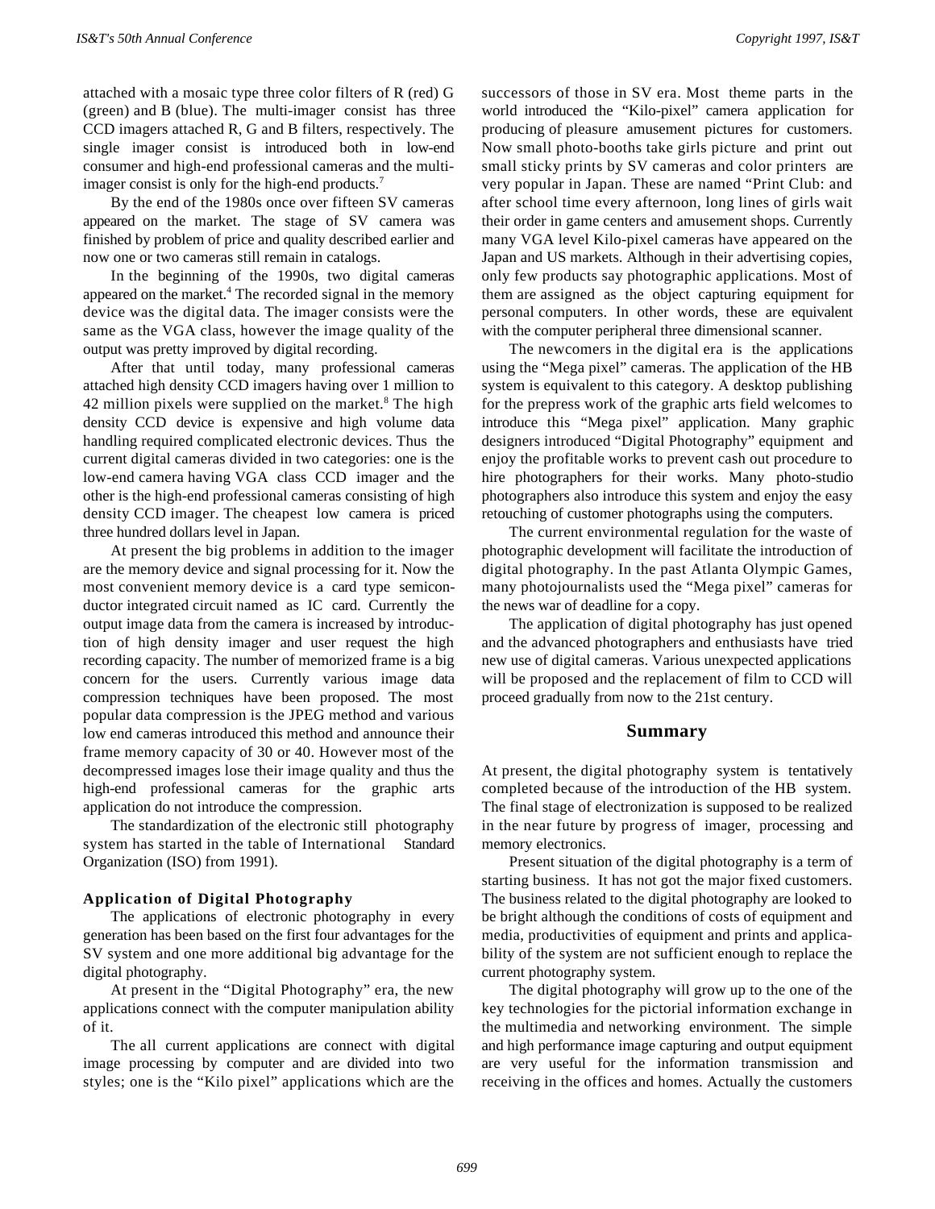attached with a mosaic type three color filters of R (red) G (green) and B (blue). The multi-imager consist has three CCD imagers attached R, G and B filters, respectively. The single imager consist is introduced both in low-end consumer and high-end professional cameras and the multi-imager consist is only for the high-end products.[7]

By the end of the 1980s once over fifteen SV cameras appeared on the market. The stage of SV camera was finished by problem of price and quality described earlier and now one or two cameras still remain in catalogs.

In the beginning of the 1990s, two digital cameras appeared on the market.[4] The recorded signal in the memory device was the digital data. The imager consists were the same as the VGA class, however the image quality of the output was pretty improved by digital recording.

After that until today, many professional cameras attached high density CCD imagers having over 1 million to 42 million pixels were supplied on the market.[8] The high density CCD device is expensive and high volume data handling required complicated electronic devices. Thus the current digital cameras divided in two categories: one is the low-end camera having VGA class CCD imager and the other is the high-end professional cameras consisting of high density CCD imager. The cheapest low camera is priced three hundred dollars level in Japan.

At present the big problems in addition to the imager are the memory device and signal processing for it. Now the most convenient memory device is a card type semiconductor integrated circuit named as IC card. Currently the output image data from the camera is increased by introduction of high density imager and user request the high recording capacity. The number of memorized frame is a big concern for the users. Currently various image data compression techniques have been proposed. The most popular data compression is the JPEG method and various low end cameras introduced this method and announce their frame memory capacity of 30 or 40. However most of the decompressed images lose their image quality and thus the high-end professional cameras for the graphic arts application do not introduce the compression.

The standardization of the electronic still photography system has started in the table of International Standard Organization (ISO) from 1991).

### Application of Digital Photography

The applications of electronic photography in every generation has been based on the first four advantages for the SV system and one more additional big advantage for the digital photography.

At present in the "Digital Photography" era, the new applications connect with the computer manipulation ability of it.

The all current applications are connect with digital image processing by computer and are divided into two styles; one is the "Kilo pixel" applications which are the successors of those in SV era. Most theme parts in the world introduced the "Kilo-pixel" camera application for producing of pleasure amusement pictures for customers. Now small photo-booths take girls picture and print out small sticky prints by SV cameras and color printers are very popular in Japan. These are named "Print Club: and after school time every afternoon, long lines of girls wait their order in game centers and amusement shops. Currently many VGA level Kilo-pixel cameras have appeared on the Japan and US markets. Although in their advertising copies, only few products say photographic applications. Most of them are assigned as the object capturing equipment for personal computers. In other words, these are equivalent with the computer peripheral three dimensional scanner.

The newcomers in the digital era is the applications using the "Mega pixel" cameras. The application of the HB system is equivalent to this category. A desktop publishing for the prepress work of the graphic arts field welcomes to introduce this "Mega pixel" application. Many graphic designers introduced "Digital Photography" equipment and enjoy the profitable works to prevent cash out procedure to hire photographers for their works. Many photo-studio photographers also introduce this system and enjoy the easy retouching of customer photographs using the computers.

The current environmental regulation for the waste of photographic development will facilitate the introduction of digital photography. In the past Atlanta Olympic Games, many photojournalists used the "Mega pixel" cameras for the news war of deadline for a copy.

The application of digital photography has just opened and the advanced photographers and enthusiasts have tried new use of digital cameras. Various unexpected applications will be proposed and the replacement of film to CCD will proceed gradually from now to the 21st century.

## Summary

At present, the digital photography system is tentatively completed because of the introduction of the HB system. The final stage of electronization is supposed to be realized in the near future by progress of imager, processing and memory electronics.

Present situation of the digital photography is a term of starting business. It has not got the major fixed customers. The business related to the digital photography are looked to be bright although the conditions of costs of equipment and media, productivities of equipment and prints and applicability of the system are not sufficient enough to replace the current photography system.

The digital photography will grow up to the one of the key technologies for the pictorial information exchange in the multimedia and networking environment. The simple and high performance image capturing and output equipment are very useful for the information transmission and receiving in the offices and homes. Actually the customers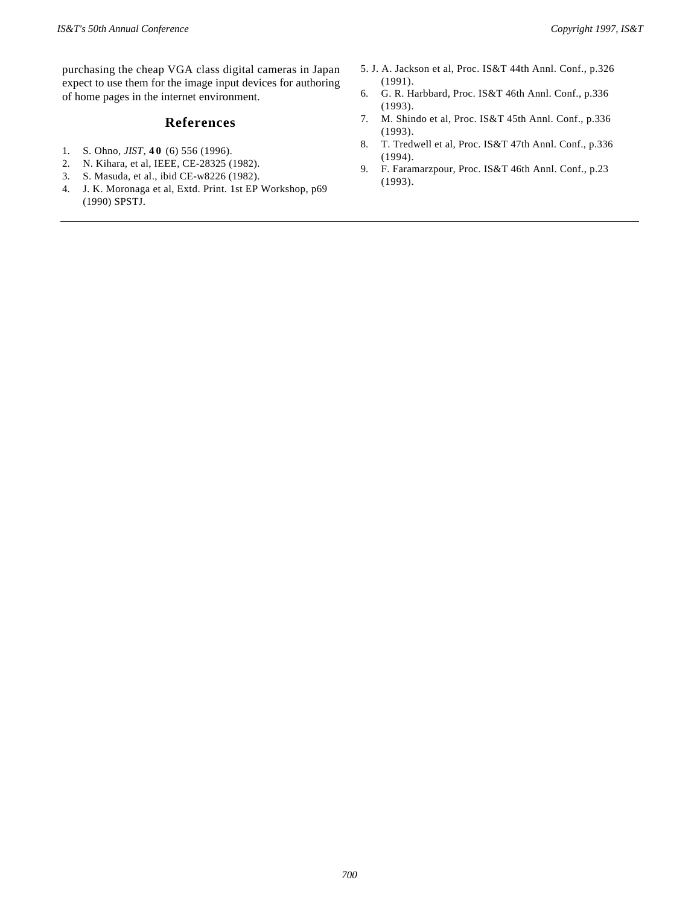purchasing the cheap VGA class digital cameras in Japan expect to use them for the image input devices for authoring of home pages in the internet environment.

## References

1. S. Ohno, *JIST*, **40** (6) 556 (1996).
2. N. Kihara, et al, IEEE, CE-28325 (1982).
3. S. Masuda, et al., ibid CE-w8226 (1982).
4. J. K. Moronaga et al, Extd. Print. 1st EP Workshop, p69 (1990) SPSTJ.
5. J. A. Jackson et al, Proc. IS&T 44th Annl. Conf., p.326 (1991).
6. G. R. Harbbard, Proc. IS&T 46th Annl. Conf., p.336 (1993).
7. M. Shindo et al, Proc. IS&T 45th Annl. Conf., p.336 (1993).
8. T. Tredwell et al, Proc. IS&T 47th Annl. Conf., p.336 (1994).
9. F. Faramarzpour, Proc. IS&T 46th Annl. Conf., p.23 (1993).